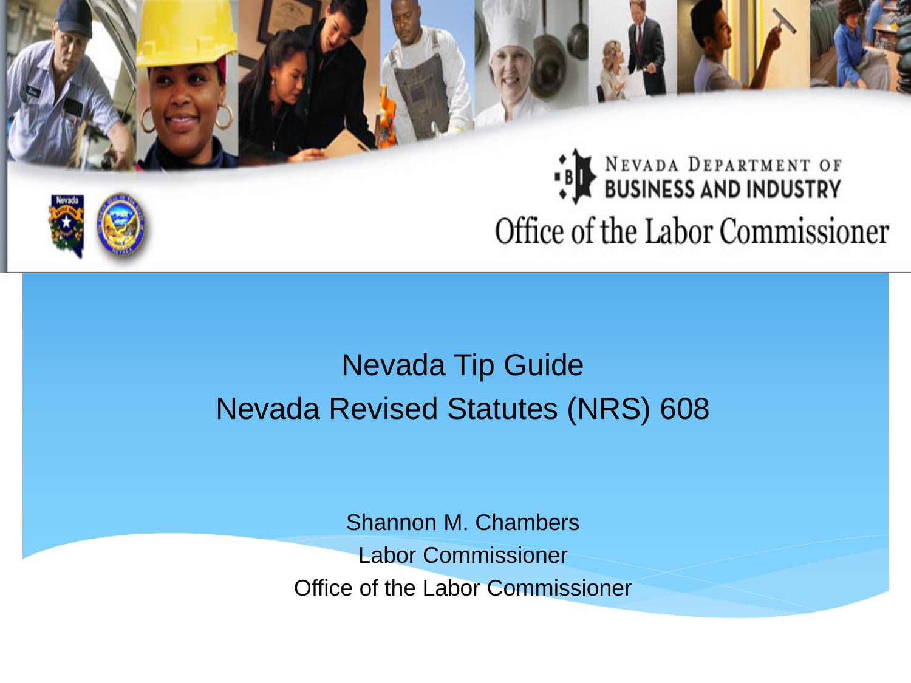Nevada Department of Business and Industry

Office of the Labor Commissioner

# Nevada Tip Guide

# Nevada Revised Statutes (NRS) 608

Shannon M. Chambers

Labor Commissioner

Office of the Labor Commissioner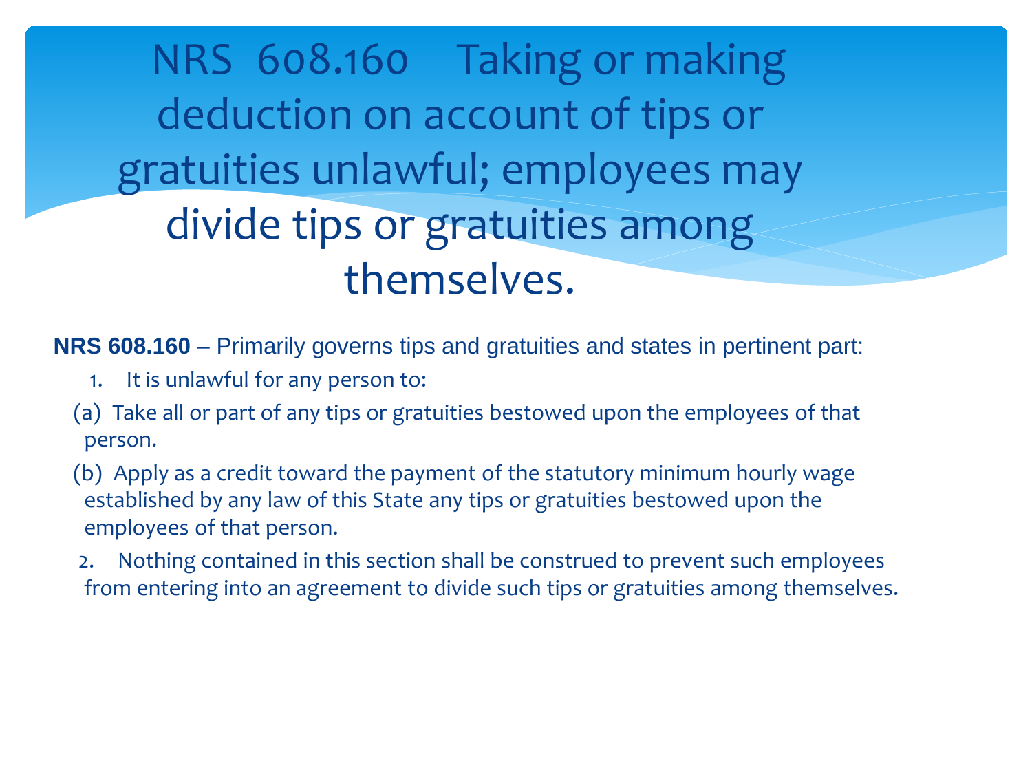# NRS 608.160 Taking or making deduction on account of tips or gratuities unlawful; employees may divide tips or gratuities among themselves.

**NRS 608.160** – Primarily governs tips and gratuities and states in pertinent part:

1. It is unlawful for any person to:

(a) Take all or part of any tips or gratuities bestowed upon the employees of that person.

(b) Apply as a credit toward the payment of the statutory minimum hourly wage established by any law of this State any tips or gratuities bestowed upon the employees of that person.

2. Nothing contained in this section shall be construed to prevent such employees from entering into an agreement to divide such tips or gratuities among themselves.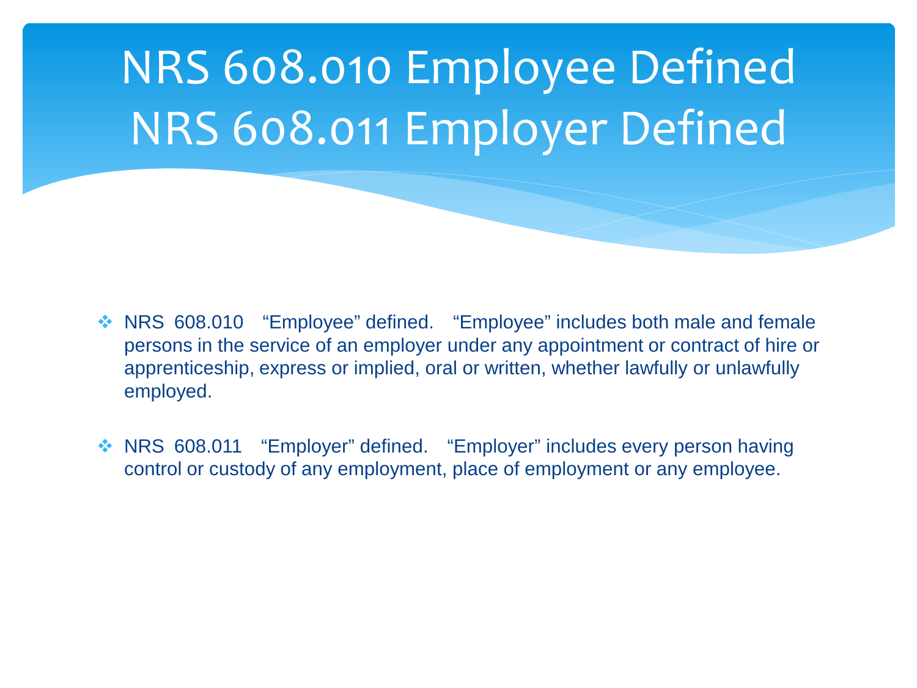# NRS 608.010 Employee Defined
# NRS 608.011 Employer Defined

- NRS 608.010 "Employee" defined. "Employee" includes both male and female persons in the service of an employer under any appointment or contract of hire or apprenticeship, express or implied, oral or written, whether lawfully or unlawfully employed.

- NRS 608.011 "Employer" defined. "Employer" includes every person having control or custody of any employment, place of employment or any employee.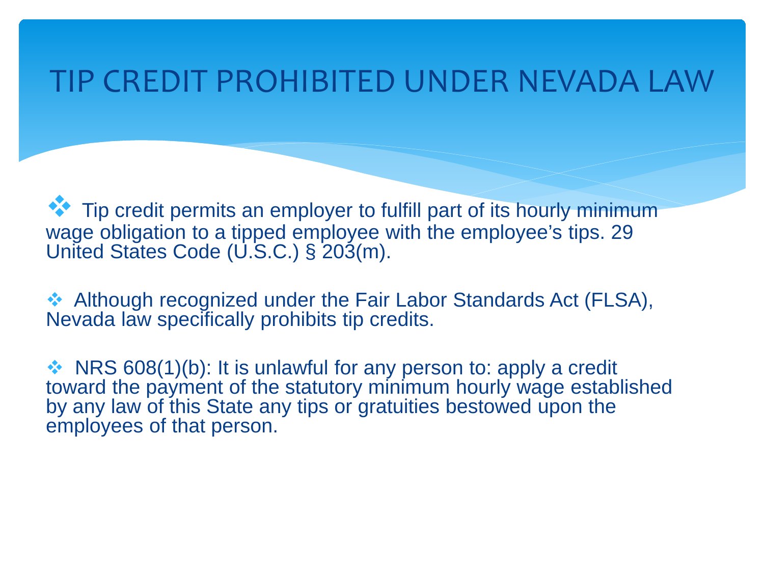# TIP CREDIT PROHIBITED UNDER NEVADA LAW

- Tip credit permits an employer to fulfill part of its hourly minimum wage obligation to a tipped employee with the employee's tips. 29 United States Code (U.S.C.) § 203(m).

- Although recognized under the Fair Labor Standards Act (FLSA), Nevada law specifically prohibits tip credits.

- NRS 608(1)(b): It is unlawful for any person to: apply a credit toward the payment of the statutory minimum hourly wage established by any law of this State any tips or gratuities bestowed upon the employees of that person.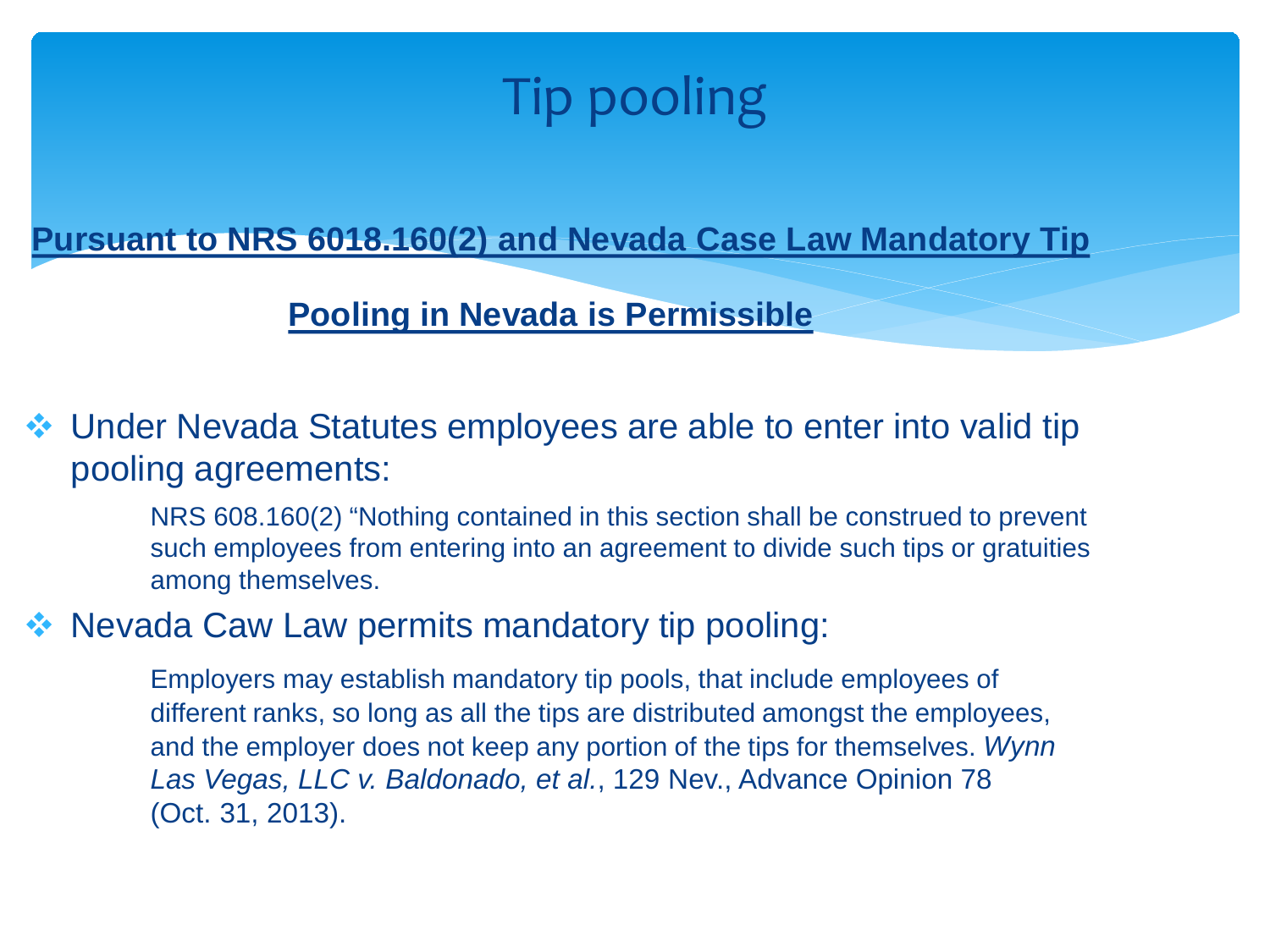# Tip pooling

**Pursuant to NRS 6018.160(2) and Nevada Case Law Mandatory Tip Pooling in Nevada is Permissible**

- Under Nevada Statutes employees are able to enter into valid tip pooling agreements:

  NRS 608.160(2) "Nothing contained in this section shall be construed to prevent such employees from entering into an agreement to divide such tips or gratuities among themselves.

- Nevada Caw Law permits mandatory tip pooling:

  Employers may establish mandatory tip pools, that include employees of different ranks, so long as all the tips are distributed amongst the employees, and the employer does not keep any portion of the tips for themselves. *Wynn Las Vegas, LLC v. Baldonado, et al.*, 129 Nev., Advance Opinion 78 (Oct. 31, 2013).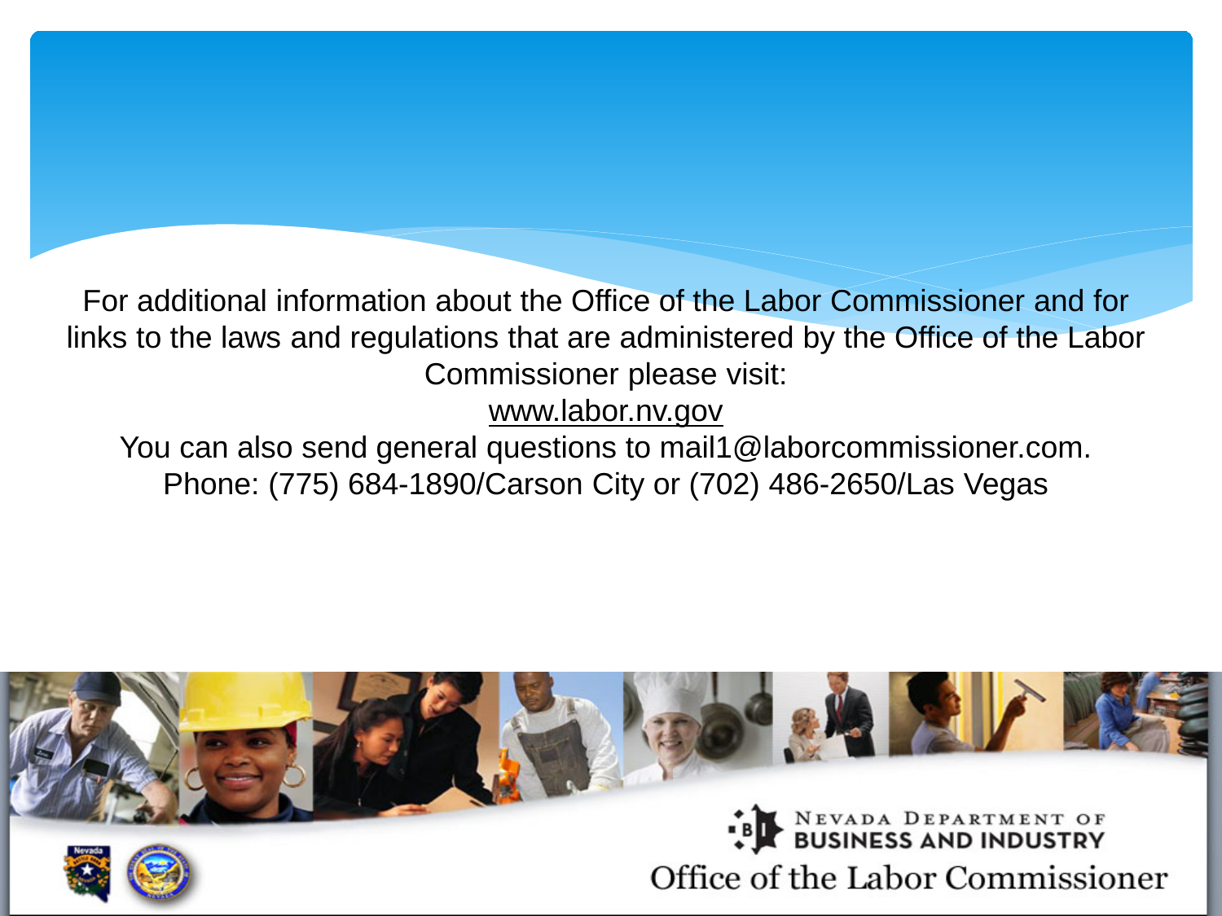For additional information about the Office of the Labor Commissioner and for links to the laws and regulations that are administered by the Office of the Labor Commissioner please visit:

www.labor.nv.gov

You can also send general questions to mail1@laborcommissioner.com.

Phone: (775) 684-1890/Carson City or (702) 486-2650/Las Vegas

Nevada Department of Business and Industry

Office of the Labor Commissioner